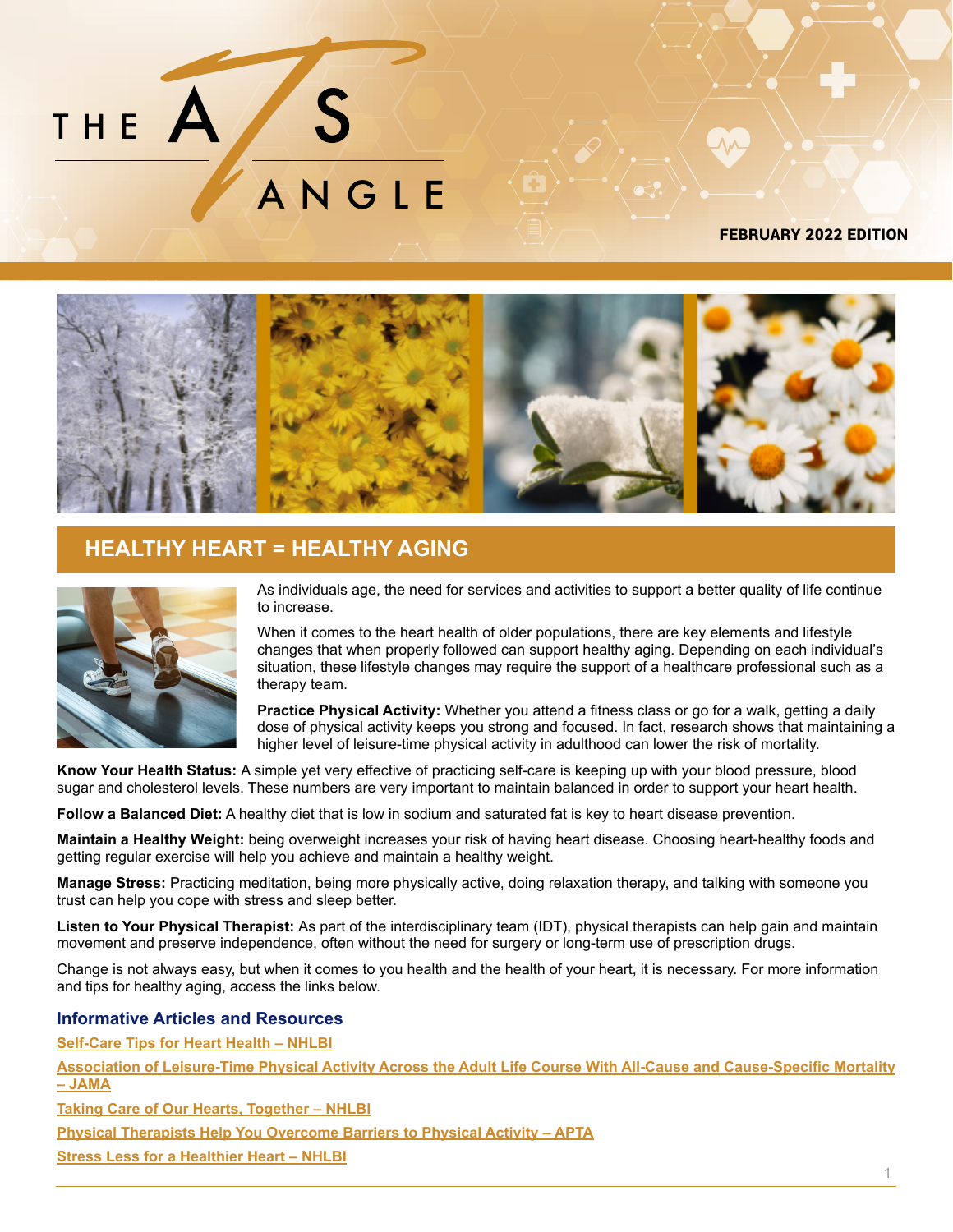# THE ATS ANGLE

**FEBRUARY 2022 EDITION**

## HEALTHY HEART = HEALTHY AGING

As individuals age, the need for services and activities to support a better quality of life continue to increase.

When it comes to the heart health of older populations, there are key elements and lifestyle changes that when properly followed can support healthy aging. Depending on each individual's situation, these lifestyle changes may require the support of a healthcare professional such as a therapy team.

**Practice Physical Activity:** Whether you attend a fitness class or go for a walk, getting a daily dose of physical activity keeps you strong and focused. In fact, research shows that maintaining a higher level of leisure-time physical activity in adulthood can lower the risk of mortality.

**Know Your Health Status:** A simple yet very effective of practicing self-care is keeping up with your blood pressure, blood sugar and cholesterol levels. These numbers are very important to maintain balanced in order to support your heart health.

**Follow a Balanced Diet:** A healthy diet that is low in sodium and saturated fat is key to heart disease prevention.

**Maintain a Healthy Weight:** being overweight increases your risk of having heart disease. Choosing heart-healthy foods and getting regular exercise will help you achieve and maintain a healthy weight.

**Manage Stress:** Practicing meditation, being more physically active, doing relaxation therapy, and talking with someone you trust can help you cope with stress and sleep better.

**Listen to Your Physical Therapist:** As part of the interdisciplinary team (IDT), physical therapists can help gain and maintain movement and preserve independence, often without the need for surgery or long-term use of prescription drugs.

Change is not always easy, but when it comes to you health and the health of your heart, it is necessary. For more information and tips for healthy aging, access the links below.

### Informative Articles and Resources

Self-Care Tips for Heart Health – NHLBI

Association of Leisure-Time Physical Activity Across the Adult Life Course With All-Cause and Cause-Specific Mortality – JAMA

Taking Care of Our Hearts, Together – NHLBI

Physical Therapists Help You Overcome Barriers to Physical Activity – APTA

Stress Less for a Healthier Heart – NHLBI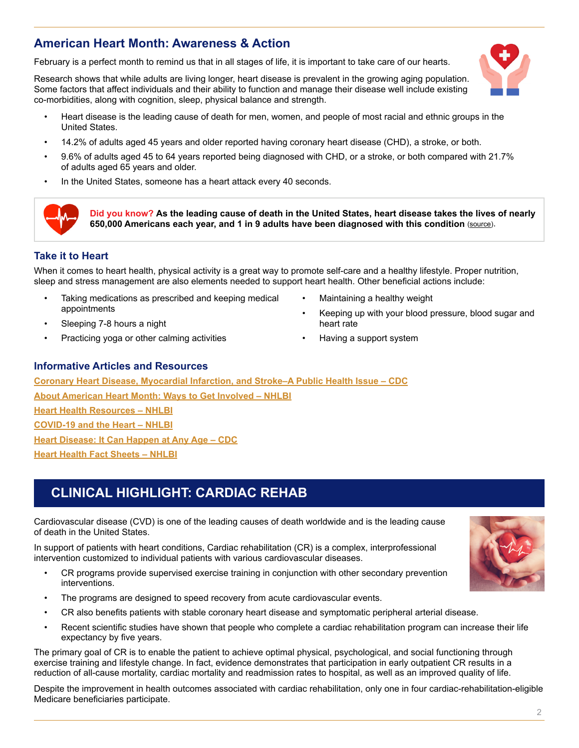## American Heart Month: Awareness & Action

February is a perfect month to remind us that in all stages of life, it is important to take care of our hearts.

Research shows that while adults are living longer, heart disease is prevalent in the growing aging population. Some factors that affect individuals and their ability to function and manage their disease well include existing co-morbidities, along with cognition, sleep, physical balance and strength.

- Heart disease is the leading cause of death for men, women, and people of most racial and ethnic groups in the United States.
- 14.2% of adults aged 45 years and older reported having coronary heart disease (CHD), a stroke, or both.
- 9.6% of adults aged 45 to 64 years reported being diagnosed with CHD, or a stroke, or both compared with 21.7% of adults aged 65 years and older.
- In the United States, someone has a heart attack every 40 seconds.

**Did you know? As the leading cause of death in the United States, heart disease takes the lives of nearly 650,000 Americans each year, and 1 in 9 adults have been diagnosed with this condition** (source).

### Take it to Heart

When it comes to heart health, physical activity is a great way to promote self-care and a healthy lifestyle. Proper nutrition, sleep and stress management are also elements needed to support heart health. Other beneficial actions include:

- Taking medications as prescribed and keeping medical appointments
- Sleeping 7-8 hours a night
- Practicing yoga or other calming activities
- Maintaining a healthy weight
- Keeping up with your blood pressure, blood sugar and heart rate
- Having a support system

### Informative Articles and Resources

Coronary Heart Disease, Myocardial Infarction, and Stroke–A Public Health Issue – CDC

About American Heart Month: Ways to Get Involved – NHLBI

Heart Health Resources – NHLBI

COVID-19 and the Heart – NHLBI

Heart Disease: It Can Happen at Any Age – CDC

Heart Health Fact Sheets – NHLBI

## CLINICAL HIGHLIGHT: CARDIAC REHAB

Cardiovascular disease (CVD) is one of the leading causes of death worldwide and is the leading cause of death in the United States.

In support of patients with heart conditions, Cardiac rehabilitation (CR) is a complex, interprofessional intervention customized to individual patients with various cardiovascular diseases.

- CR programs provide supervised exercise training in conjunction with other secondary prevention interventions.
- The programs are designed to speed recovery from acute cardiovascular events.
- CR also benefits patients with stable coronary heart disease and symptomatic peripheral arterial disease.
- Recent scientific studies have shown that people who complete a cardiac rehabilitation program can increase their life expectancy by five years.

The primary goal of CR is to enable the patient to achieve optimal physical, psychological, and social functioning through exercise training and lifestyle change. In fact, evidence demonstrates that participation in early outpatient CR results in a reduction of all-cause mortality, cardiac mortality and readmission rates to hospital, as well as an improved quality of life.

Despite the improvement in health outcomes associated with cardiac rehabilitation, only one in four cardiac-rehabilitation-eligible Medicare beneficiaries participate.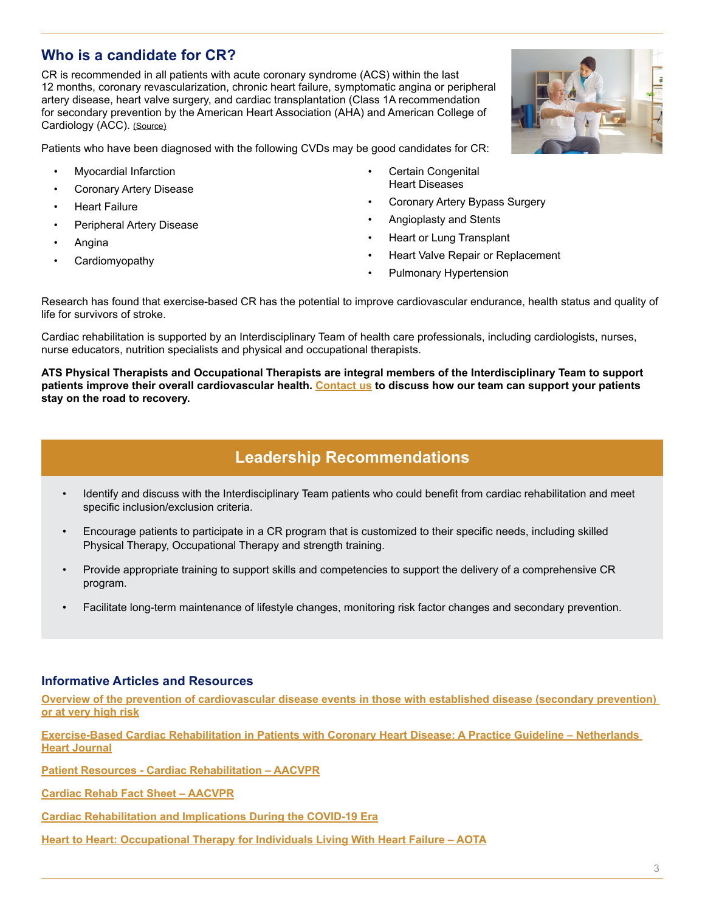## Who is a candidate for CR?

CR is recommended in all patients with acute coronary syndrome (ACS) within the last 12 months, coronary revascularization, chronic heart failure, symptomatic angina or peripheral artery disease, heart valve surgery, and cardiac transplantation (Class 1A recommendation for secondary prevention by the American Heart Association (AHA) and American College of Cardiology (ACC). (Source)

Patients who have been diagnosed with the following CVDs may be good candidates for CR:

- Myocardial Infarction
- Coronary Artery Disease
- Heart Failure
- Peripheral Artery Disease
- Angina
- Cardiomyopathy
- Certain Congenital Heart Diseases
- Coronary Artery Bypass Surgery
- Angioplasty and Stents
- Heart or Lung Transplant
- Heart Valve Repair or Replacement
- Pulmonary Hypertension

Research has found that exercise-based CR has the potential to improve cardiovascular endurance, health status and quality of life for survivors of stroke.

Cardiac rehabilitation is supported by an Interdisciplinary Team of health care professionals, including cardiologists, nurses, nurse educators, nutrition specialists and physical and occupational therapists.

**ATS Physical Therapists and Occupational Therapists are integral members of the Interdisciplinary Team to support patients improve their overall cardiovascular health. Contact us to discuss how our team can support your patients stay on the road to recovery.**

## Leadership Recommendations

- Identify and discuss with the Interdisciplinary Team patients who could benefit from cardiac rehabilitation and meet specific inclusion/exclusion criteria.
- Encourage patients to participate in a CR program that is customized to their specific needs, including skilled Physical Therapy, Occupational Therapy and strength training.
- Provide appropriate training to support skills and competencies to support the delivery of a comprehensive CR program.
- Facilitate long-term maintenance of lifestyle changes, monitoring risk factor changes and secondary prevention.

### Informative Articles and Resources

**Overview of the prevention of cardiovascular disease events in those with established disease (secondary prevention) or at very high risk**

**Exercise-Based Cardiac Rehabilitation in Patients with Coronary Heart Disease: A Practice Guideline – Netherlands Heart Journal**

**Patient Resources - Cardiac Rehabilitation – AACVPR**

**Cardiac Rehab Fact Sheet – AACVPR**

**Cardiac Rehabilitation and Implications During the COVID-19 Era**

**Heart to Heart: Occupational Therapy for Individuals Living With Heart Failure – AOTA**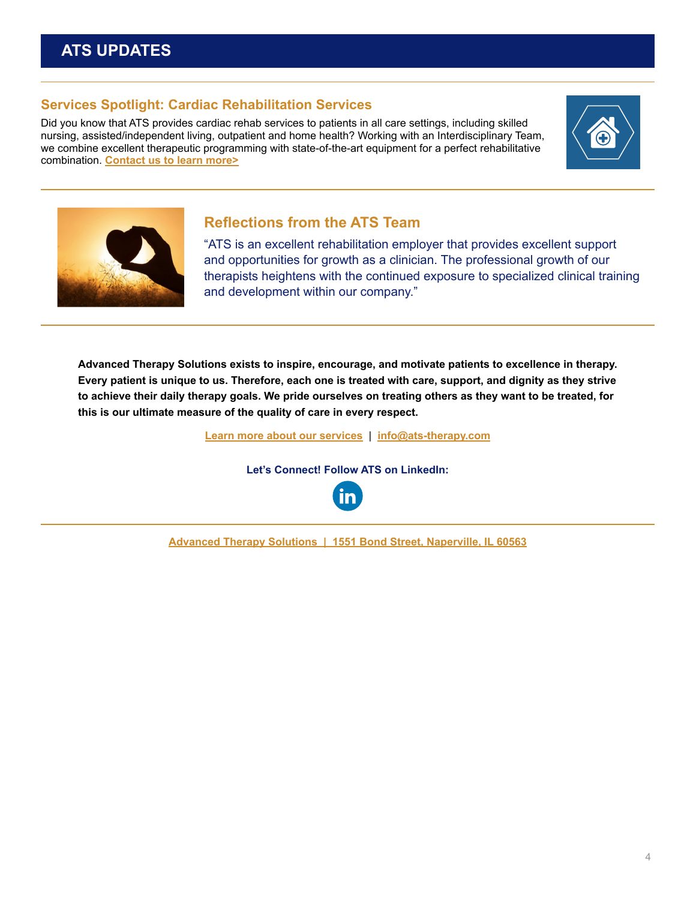## ATS UPDATES

### Services Spotlight: Cardiac Rehabilitation Services

Did you know that ATS provides cardiac rehab services to patients in all care settings, including skilled nursing, assisted/independent living, outpatient and home health? Working with an Interdisciplinary Team, we combine excellent therapeutic programming with state-of-the-art equipment for a perfect rehabilitative combination. **Contact us to learn more>**

### Reflections from the ATS Team

"ATS is an excellent rehabilitation employer that provides excellent support and opportunities for growth as a clinician. The professional growth of our therapists heightens with the continued exposure to specialized clinical training and development within our company."

**Advanced Therapy Solutions exists to inspire, encourage, and motivate patients to excellence in therapy. Every patient is unique to us. Therefore, each one is treated with care, support, and dignity as they strive to achieve their daily therapy goals. We pride ourselves on treating others as they want to be treated, for this is our ultimate measure of the quality of care in every respect.**

**Learn more about our services** | **info@ats-therapy.com**

**Let's Connect! Follow ATS on LinkedIn:**

**Advanced Therapy Solutions | 1551 Bond Street, Naperville, IL 60563**